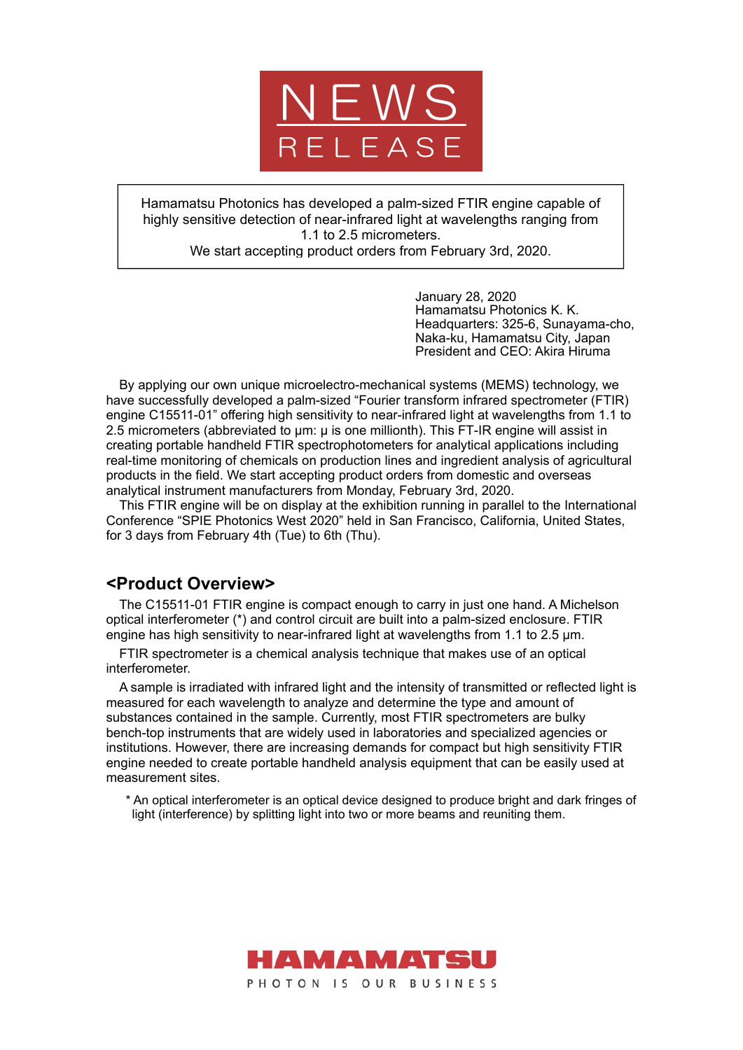# NEWS RELEASE

Hamamatsu Photonics has developed a palm-sized FTIR engine capable of highly sensitive detection of near-infrared light at wavelengths ranging from 1.1 to 2.5 micrometers.
We start accepting product orders from February 3rd, 2020.

January 28, 2020
Hamamatsu Photonics K. K.
Headquarters: 325-6, Sunayama-cho, Naka-ku, Hamamatsu City, Japan
President and CEO: Akira Hiruma

By applying our own unique microelectro-mechanical systems (MEMS) technology, we have successfully developed a palm-sized "Fourier transform infrared spectrometer (FTIR) engine C15511-01" offering high sensitivity to near-infrared light at wavelengths from 1.1 to 2.5 micrometers (abbreviated to μm: μ is one millionth). This FT-IR engine will assist in creating portable handheld FTIR spectrophotometers for analytical applications including real-time monitoring of chemicals on production lines and ingredient analysis of agricultural products in the field. We start accepting product orders from domestic and overseas analytical instrument manufacturers from Monday, February 3rd, 2020.

This FTIR engine will be on display at the exhibition running in parallel to the International Conference "SPIE Photonics West 2020" held in San Francisco, California, United States, for 3 days from February 4th (Tue) to 6th (Thu).

## <Product Overview>

The C15511-01 FTIR engine is compact enough to carry in just one hand. A Michelson optical interferometer (*) and control circuit are built into a palm-sized enclosure. FTIR engine has high sensitivity to near-infrared light at wavelengths from 1.1 to 2.5 μm.

FTIR spectrometer is a chemical analysis technique that makes use of an optical interferometer.

A sample is irradiated with infrared light and the intensity of transmitted or reflected light is measured for each wavelength to analyze and determine the type and amount of substances contained in the sample. Currently, most FTIR spectrometers are bulky bench-top instruments that are widely used in laboratories and specialized agencies or institutions. However, there are increasing demands for compact but high sensitivity FTIR engine needed to create portable handheld analysis equipment that can be easily used at measurement sites.

* An optical interferometer is an optical device designed to produce bright and dark fringes of light (interference) by splitting light into two or more beams and reuniting them.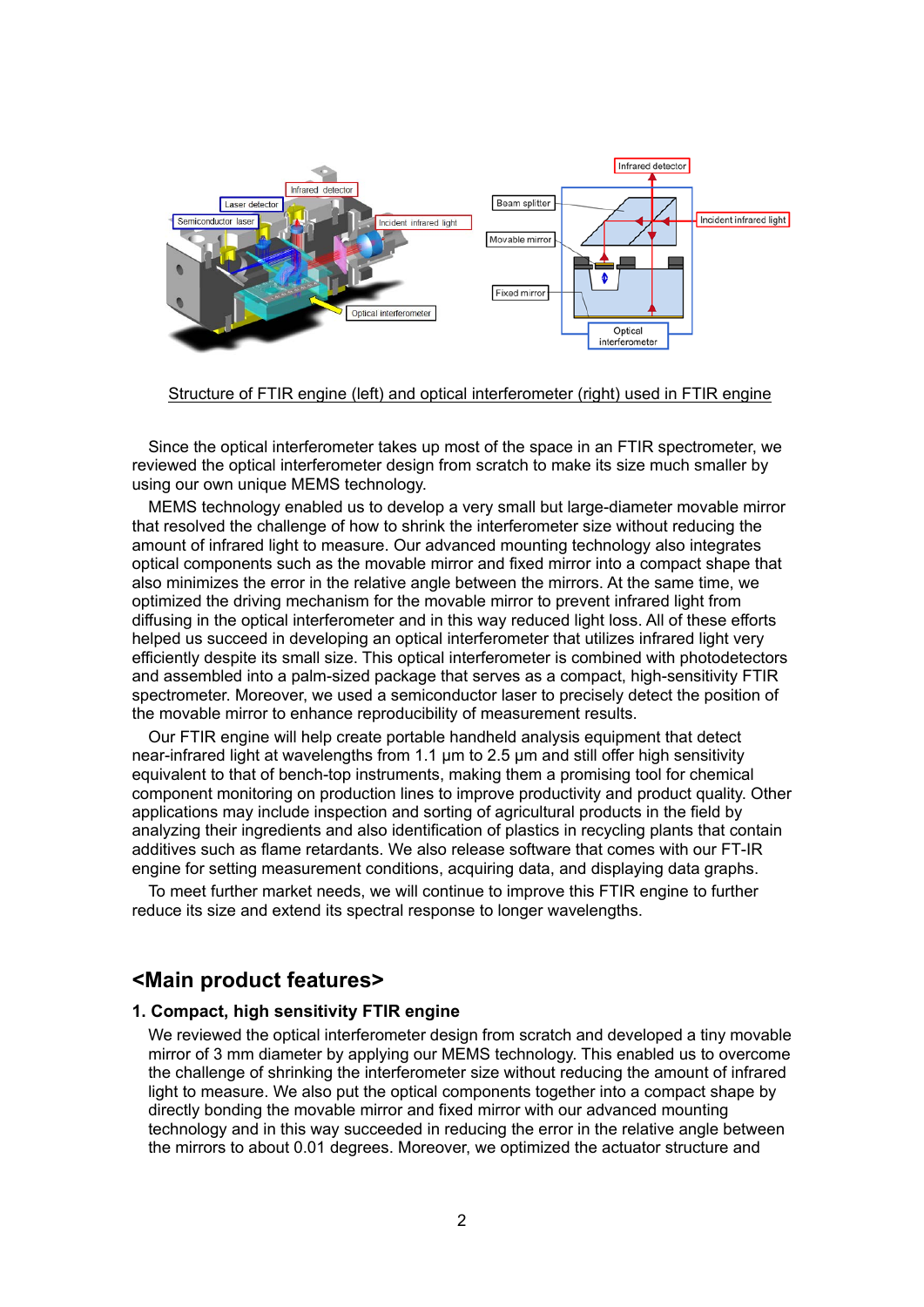Structure of FTIR engine (left) and optical interferometer (right) used in FTIR engine

Since the optical interferometer takes up most of the space in an FTIR spectrometer, we reviewed the optical interferometer design from scratch to make its size much smaller by using our own unique MEMS technology.

MEMS technology enabled us to develop a very small but large-diameter movable mirror that resolved the challenge of how to shrink the interferometer size without reducing the amount of infrared light to measure. Our advanced mounting technology also integrates optical components such as the movable mirror and fixed mirror into a compact shape that also minimizes the error in the relative angle between the mirrors. At the same time, we optimized the driving mechanism for the movable mirror to prevent infrared light from diffusing in the optical interferometer and in this way reduced light loss. All of these efforts helped us succeed in developing an optical interferometer that utilizes infrared light very efficiently despite its small size. This optical interferometer is combined with photodetectors and assembled into a palm-sized package that serves as a compact, high-sensitivity FTIR spectrometer. Moreover, we used a semiconductor laser to precisely detect the position of the movable mirror to enhance reproducibility of measurement results.

Our FTIR engine will help create portable handheld analysis equipment that detect near-infrared light at wavelengths from 1.1 μm to 2.5 μm and still offer high sensitivity equivalent to that of bench-top instruments, making them a promising tool for chemical component monitoring on production lines to improve productivity and product quality. Other applications may include inspection and sorting of agricultural products in the field by analyzing their ingredients and also identification of plastics in recycling plants that contain additives such as flame retardants. We also release software that comes with our FT-IR engine for setting measurement conditions, acquiring data, and displaying data graphs.

To meet further market needs, we will continue to improve this FTIR engine to further reduce its size and extend its spectral response to longer wavelengths.

## <Main product features>

### 1. Compact, high sensitivity FTIR engine

We reviewed the optical interferometer design from scratch and developed a tiny movable mirror of 3 mm diameter by applying our MEMS technology. This enabled us to overcome the challenge of shrinking the interferometer size without reducing the amount of infrared light to measure. We also put the optical components together into a compact shape by directly bonding the movable mirror and fixed mirror with our advanced mounting technology and in this way succeeded in reducing the error in the relative angle between the mirrors to about 0.01 degrees. Moreover, we optimized the actuator structure and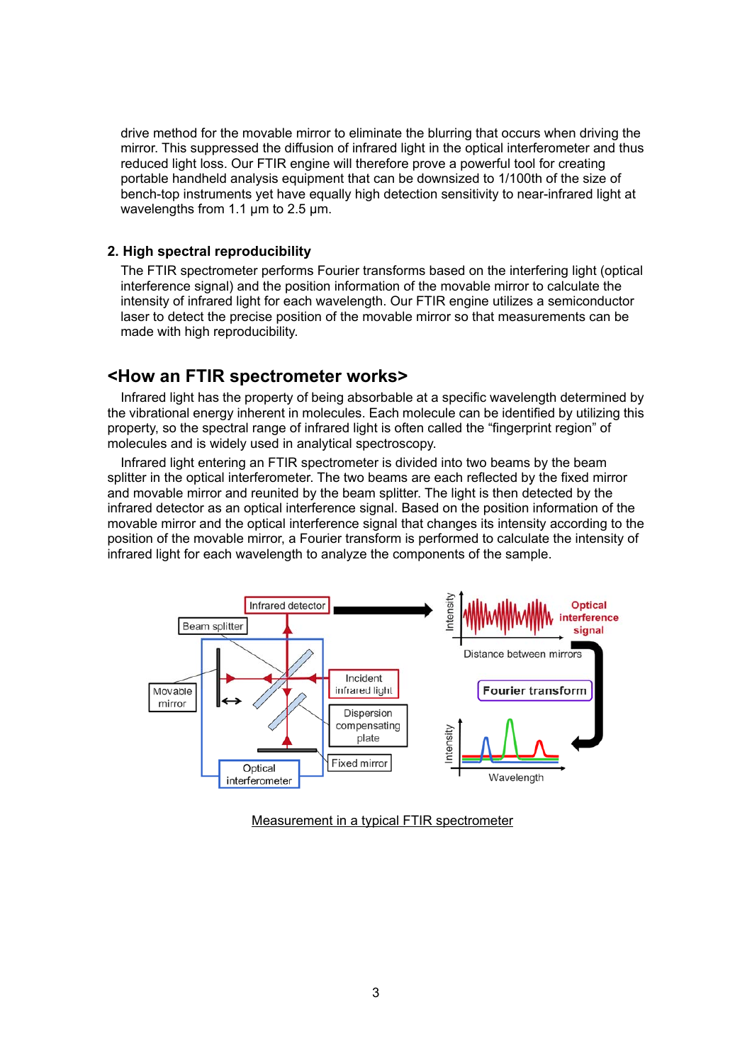drive method for the movable mirror to eliminate the blurring that occurs when driving the mirror. This suppressed the diffusion of infrared light in the optical interferometer and thus reduced light loss. Our FTIR engine will therefore prove a powerful tool for creating portable handheld analysis equipment that can be downsized to 1/100th of the size of bench-top instruments yet have equally high detection sensitivity to near-infrared light at wavelengths from 1.1 µm to 2.5 µm.

### 2. High spectral reproducibility

The FTIR spectrometer performs Fourier transforms based on the interfering light (optical interference signal) and the position information of the movable mirror to calculate the intensity of infrared light for each wavelength. Our FTIR engine utilizes a semiconductor laser to detect the precise position of the movable mirror so that measurements can be made with high reproducibility.

## <How an FTIR spectrometer works>

Infrared light has the property of being absorbable at a specific wavelength determined by the vibrational energy inherent in molecules. Each molecule can be identified by utilizing this property, so the spectral range of infrared light is often called the "fingerprint region" of molecules and is widely used in analytical spectroscopy.

Infrared light entering an FTIR spectrometer is divided into two beams by the beam splitter in the optical interferometer. The two beams are each reflected by the fixed mirror and movable mirror and reunited by the beam splitter. The light is then detected by the infrared detector as an optical interference signal. Based on the position information of the movable mirror and the optical interference signal that changes its intensity according to the position of the movable mirror, a Fourier transform is performed to calculate the intensity of infrared light for each wavelength to analyze the components of the sample.

Infrared detector · Beam splitter · Movable mirror · Incident infrared light · Dispersion compensating plate · Fixed mirror · Optical interferometer · Intensity · Optical interference signal · Distance between mirrors · Fourier transform · Intensity · Wavelength

Measurement in a typical FTIR spectrometer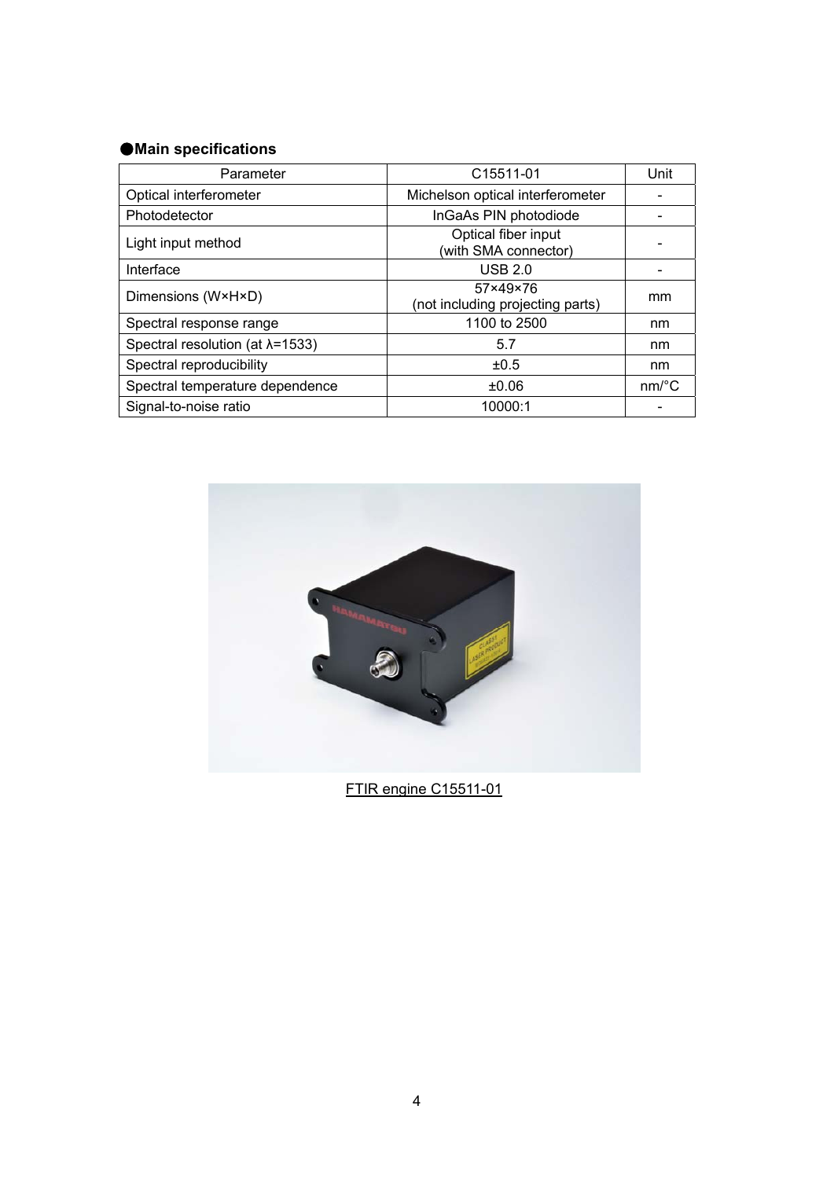### ●Main specifications

| Parameter | C15511-01 | Unit |
|---|---|---|
| Optical interferometer | Michelson optical interferometer | - |
| Photodetector | InGaAs PIN photodiode | - |
| Light input method | Optical fiber input (with SMA connector) | - |
| Interface | USB 2.0 | - |
| Dimensions (W×H×D) | 57×49×76 (not including projecting parts) | mm |
| Spectral response range | 1100 to 2500 | nm |
| Spectral resolution (at λ=1533) | 5.7 | nm |
| Spectral reproducibility | ±0.5 | nm |
| Spectral temperature dependence | ±0.06 | nm/°C |
| Signal-to-noise ratio | 10000:1 | - |

FTIR engine C15511-01